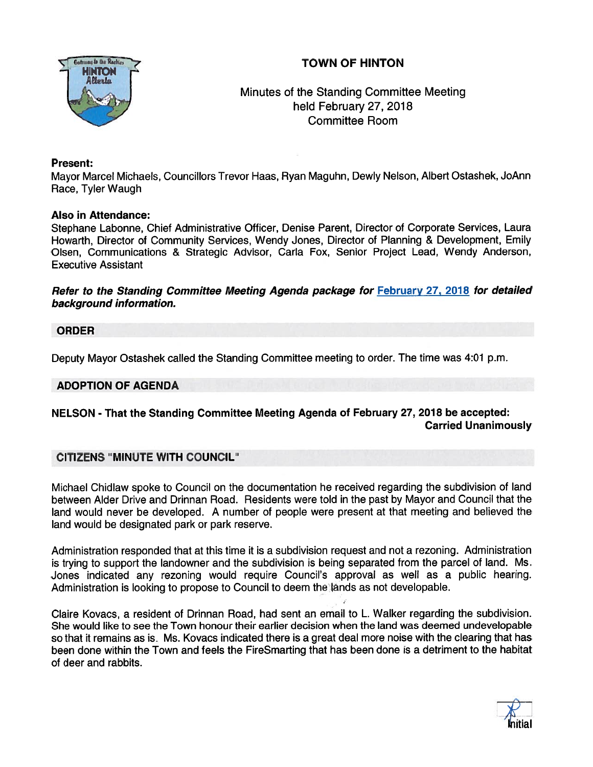# TOWN OF HINTON

Minutes of the Standing Committee Meeting
held February 27, 2018
Committee Room

**Present:**
Mayor Marcel Michaels, Councillors Trevor Haas, Ryan Maguhn, Dewly Nelson, Albert Ostashek, JoAnn Race, Tyler Waugh

**Also in Attendance:**
Stephane Labonne, Chief Administrative Officer, Denise Parent, Director of Corporate Services, Laura Howarth, Director of Community Services, Wendy Jones, Director of Planning & Development, Emily Olsen, Communications & Strategic Advisor, Carla Fox, Senior Project Lead, Wendy Anderson, Executive Assistant

***Refer to the Standing Committee Meeting Agenda package for February 27, 2018 for detailed background information.***

## ORDER

Deputy Mayor Ostashek called the Standing Committee meeting to order. The time was 4:01 p.m.

## ADOPTION OF AGENDA

**NELSON - That the Standing Committee Meeting Agenda of February 27, 2018 be accepted:**
**Carried Unanimously**

## CITIZENS "MINUTE WITH COUNCIL"

Michael Chidlaw spoke to Council on the documentation he received regarding the subdivision of land between Alder Drive and Drinnan Road. Residents were told in the past by Mayor and Council that the land would never be developed. A number of people were present at that meeting and believed the land would be designated park or park reserve.

Administration responded that at this time it is a subdivision request and not a rezoning. Administration is trying to support the landowner and the subdivision is being separated from the parcel of land. Ms. Jones indicated any rezoning would require Council's approval as well as a public hearing. Administration is looking to propose to Council to deem the lands as not developable.

Claire Kovacs, a resident of Drinnan Road, had sent an email to L. Walker regarding the subdivision. She would like to see the Town honour their earlier decision when the land was deemed undevelopable so that it remains as is. Ms. Kovacs indicated there is a great deal more noise with the clearing that has been done within the Town and feels the FireSmarting that has been done is a detriment to the habitat of deer and rabbits.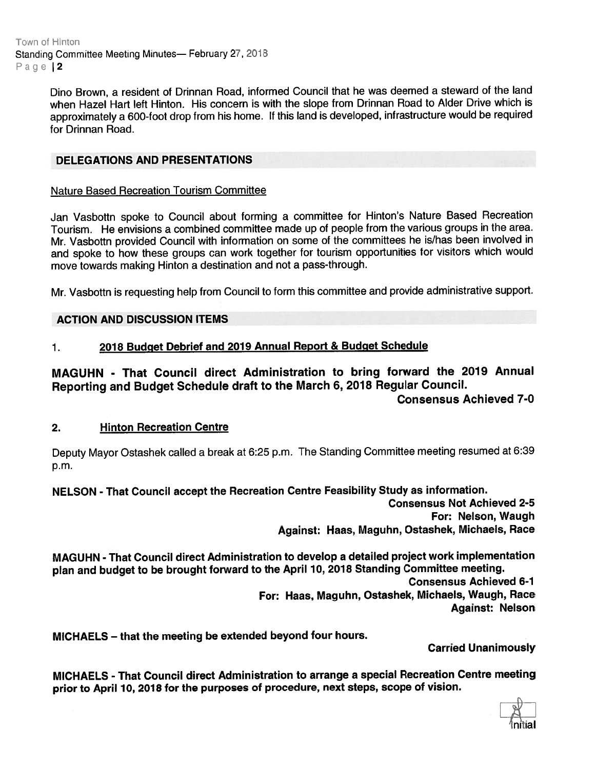Dino Brown, a resident of Drinnan Road, informed Council that he was deemed a steward of the land when Hazel Hart left Hinton. His concern is with the slope from Drinnan Road to Alder Drive which is approximately a 600-foot drop from his home. If this land is developed, infrastructure would be required for Drinnan Road.

## DELEGATIONS AND PRESENTATIONS

Nature Based Recreation Tourism Committee

Jan Vasbottn spoke to Council about forming a committee for Hinton's Nature Based Recreation Tourism. He envisions a combined committee made up of people from the various groups in the area. Mr. Vasbottn provided Council with information on some of the committees he is/has been involved in and spoke to how these groups can work together for tourism opportunities for visitors which would move towards making Hinton a destination and not a pass-through.

Mr. Vasbottn is requesting help from Council to form this committee and provide administrative support.

## ACTION AND DISCUSSION ITEMS

1. **2018 Budget Debrief and 2019 Annual Report & Budget Schedule**

**MAGUHN - That Council direct Administration to bring forward the 2019 Annual Reporting and Budget Schedule draft to the March 6, 2018 Regular Council.**

**Consensus Achieved 7-0**

2. **Hinton Recreation Centre**

Deputy Mayor Ostashek called a break at 6:25 p.m. The Standing Committee meeting resumed at 6:39 p.m.

**NELSON - That Council accept the Recreation Centre Feasibility Study as information.**

**Consensus Not Achieved 2-5**
**For: Nelson, Waugh**
**Against: Haas, Maguhn, Ostashek, Michaels, Race**

**MAGUHN - That Council direct Administration to develop a detailed project work implementation plan and budget to be brought forward to the April 10, 2018 Standing Committee meeting.**

**Consensus Achieved 6-1**
**For: Haas, Maguhn, Ostashek, Michaels, Waugh, Race**
**Against: Nelson**

**MICHAELS – that the meeting be extended beyond four hours.**

**Carried Unanimously**

**MICHAELS - That Council direct Administration to arrange a special Recreation Centre meeting prior to April 10, 2018 for the purposes of procedure, next steps, scope of vision.**

Initial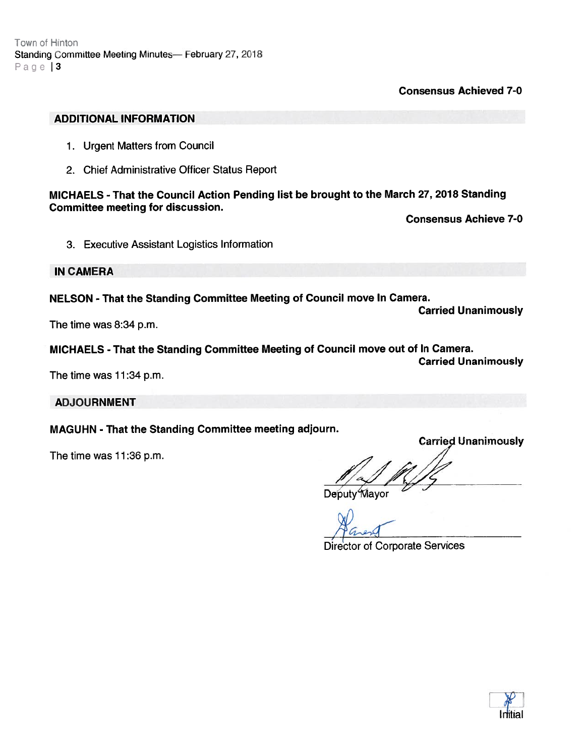**Consensus Achieved 7-0**

## ADDITIONAL INFORMATION

1. Urgent Matters from Council
2. Chief Administrative Officer Status Report

**MICHAELS - That the Council Action Pending list be brought to the March 27, 2018 Standing Committee meeting for discussion.**

**Consensus Achieve 7-0**

3. Executive Assistant Logistics Information

## IN CAMERA

**NELSON - That the Standing Committee Meeting of Council move In Camera.**

**Carried Unanimously**

The time was 8:34 p.m.

**MICHAELS - That the Standing Committee Meeting of Council move out of In Camera.**

**Carried Unanimously**

The time was 11:34 p.m.

## ADJOURNMENT

**MAGUHN - That the Standing Committee meeting adjourn.**

**Carried Unanimously**

The time was 11:36 p.m.

Deputy Mayor

Director of Corporate Services

Initial